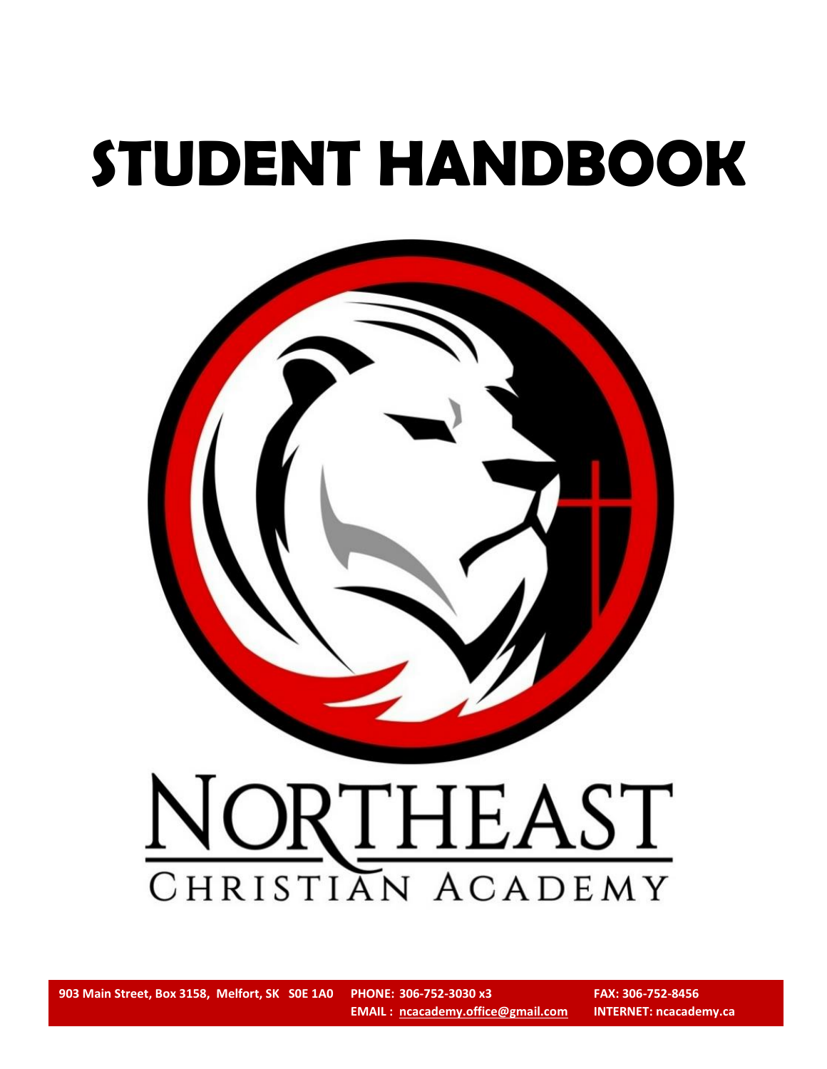# STUDENT HANDBOOK

NORTHEAST

CHRISTIAN ACADEMY

903 Main Street, Box 3158, Melfort, SK S0E 1A0 PHONE: 306-752-3030 x3 FAX: 306-752-8456

EMAIL : ncacademy.office@gmail.com INTERNET: ncacademy.ca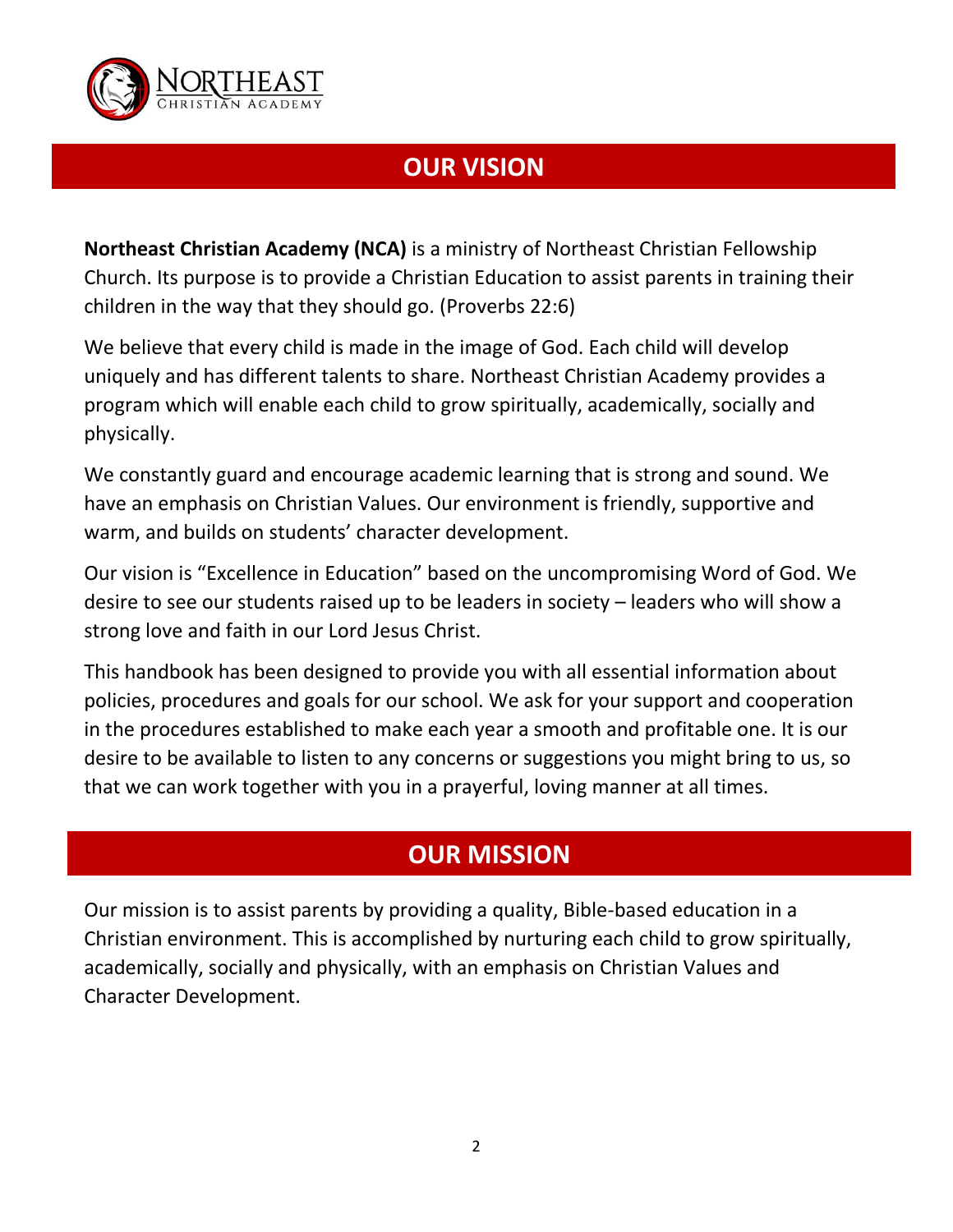## OUR VISION

**Northeast Christian Academy (NCA)** is a ministry of Northeast Christian Fellowship Church. Its purpose is to provide a Christian Education to assist parents in training their children in the way that they should go. (Proverbs 22:6)

We believe that every child is made in the image of God. Each child will develop uniquely and has different talents to share. Northeast Christian Academy provides a program which will enable each child to grow spiritually, academically, socially and physically.

We constantly guard and encourage academic learning that is strong and sound. We have an emphasis on Christian Values. Our environment is friendly, supportive and warm, and builds on students' character development.

Our vision is "Excellence in Education" based on the uncompromising Word of God. We desire to see our students raised up to be leaders in society – leaders who will show a strong love and faith in our Lord Jesus Christ.

This handbook has been designed to provide you with all essential information about policies, procedures and goals for our school. We ask for your support and cooperation in the procedures established to make each year a smooth and profitable one. It is our desire to be available to listen to any concerns or suggestions you might bring to us, so that we can work together with you in a prayerful, loving manner at all times.

## OUR MISSION

Our mission is to assist parents by providing a quality, Bible-based education in a Christian environment. This is accomplished by nurturing each child to grow spiritually, academically, socially and physically, with an emphasis on Christian Values and Character Development.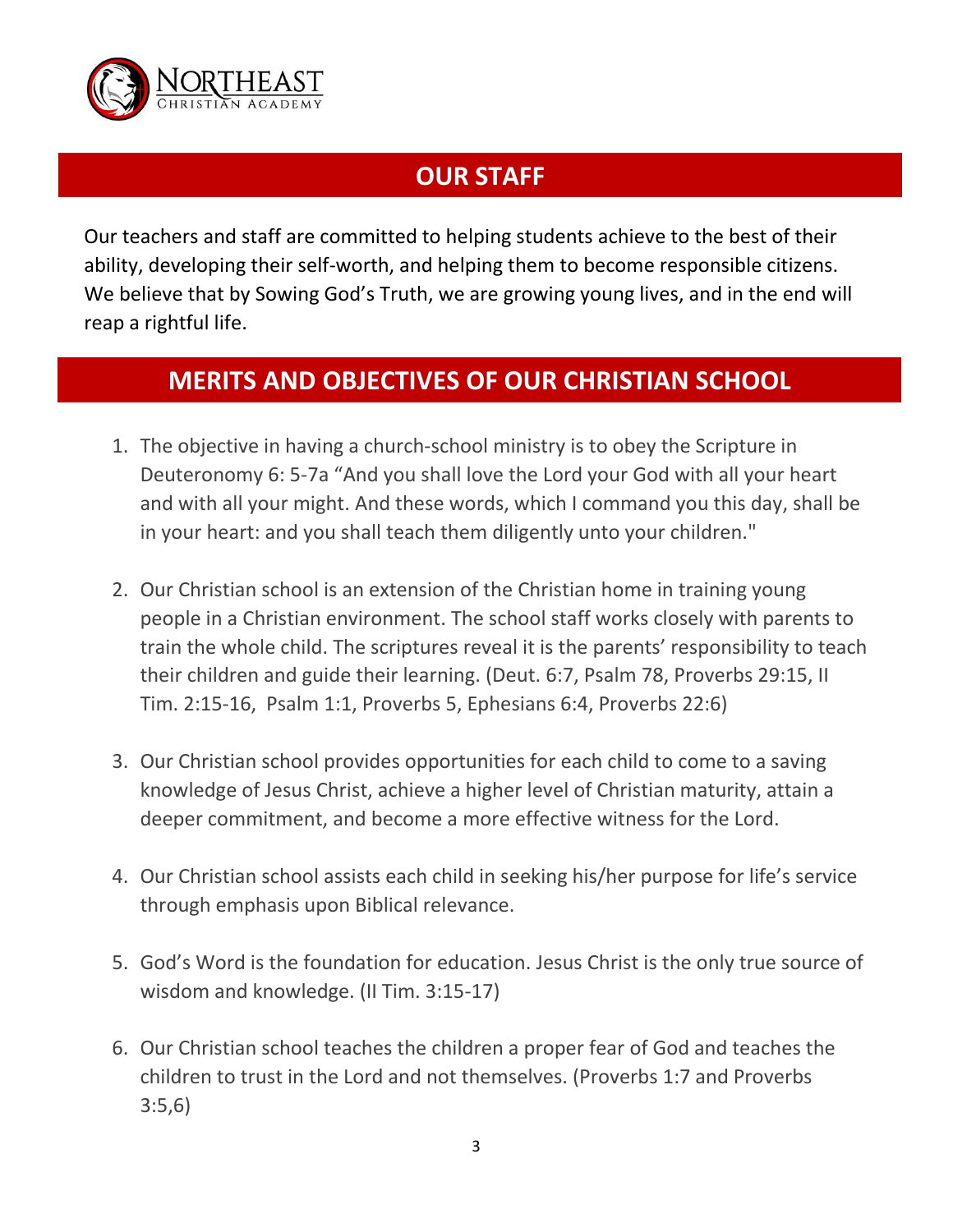## OUR STAFF

Our teachers and staff are committed to helping students achieve to the best of their ability, developing their self-worth, and helping them to become responsible citizens. We believe that by Sowing God's Truth, we are growing young lives, and in the end will reap a rightful life.

## MERITS AND OBJECTIVES OF OUR CHRISTIAN SCHOOL

1. The objective in having a church-school ministry is to obey the Scripture in Deuteronomy 6: 5-7a "And you shall love the Lord your God with all your heart and with all your might. And these words, which I command you this day, shall be in your heart: and you shall teach them diligently unto your children."

2. Our Christian school is an extension of the Christian home in training young people in a Christian environment. The school staff works closely with parents to train the whole child. The scriptures reveal it is the parents' responsibility to teach their children and guide their learning. (Deut. 6:7, Psalm 78, Proverbs 29:15, II Tim. 2:15-16, Psalm 1:1, Proverbs 5, Ephesians 6:4, Proverbs 22:6)

3. Our Christian school provides opportunities for each child to come to a saving knowledge of Jesus Christ, achieve a higher level of Christian maturity, attain a deeper commitment, and become a more effective witness for the Lord.

4. Our Christian school assists each child in seeking his/her purpose for life's service through emphasis upon Biblical relevance.

5. God's Word is the foundation for education. Jesus Christ is the only true source of wisdom and knowledge. (II Tim. 3:15-17)

6. Our Christian school teaches the children a proper fear of God and teaches the children to trust in the Lord and not themselves. (Proverbs 1:7 and Proverbs 3:5,6)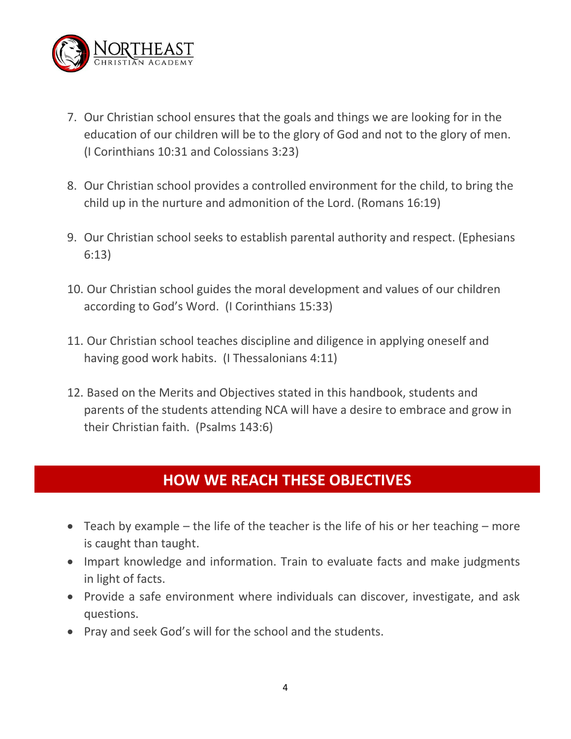7. Our Christian school ensures that the goals and things we are looking for in the education of our children will be to the glory of God and not to the glory of men. (I Corinthians 10:31 and Colossians 3:23)

8. Our Christian school provides a controlled environment for the child, to bring the child up in the nurture and admonition of the Lord. (Romans 16:19)

9. Our Christian school seeks to establish parental authority and respect. (Ephesians 6:13)

10. Our Christian school guides the moral development and values of our children according to God's Word. (I Corinthians 15:33)

11. Our Christian school teaches discipline and diligence in applying oneself and having good work habits. (I Thessalonians 4:11)

12. Based on the Merits and Objectives stated in this handbook, students and parents of the students attending NCA will have a desire to embrace and grow in their Christian faith. (Psalms 143:6)

## HOW WE REACH THESE OBJECTIVES

- Teach by example – the life of the teacher is the life of his or her teaching – more is caught than taught.
- Impart knowledge and information. Train to evaluate facts and make judgments in light of facts.
- Provide a safe environment where individuals can discover, investigate, and ask questions.
- Pray and seek God's will for the school and the students.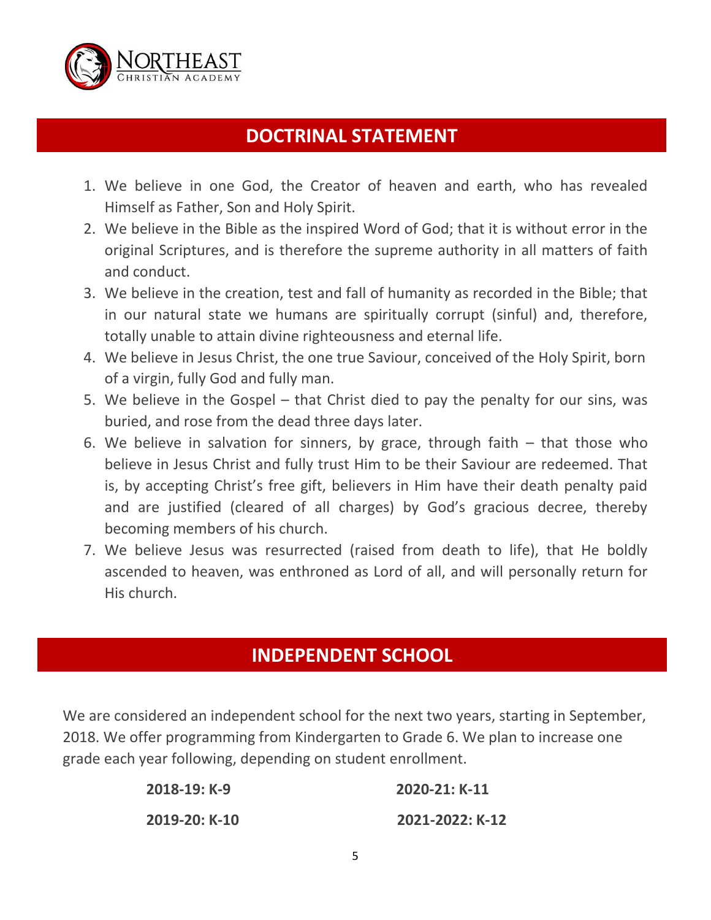## DOCTRINAL STATEMENT

1. We believe in one God, the Creator of heaven and earth, who has revealed Himself as Father, Son and Holy Spirit.
2. We believe in the Bible as the inspired Word of God; that it is without error in the original Scriptures, and is therefore the supreme authority in all matters of faith and conduct.
3. We believe in the creation, test and fall of humanity as recorded in the Bible; that in our natural state we humans are spiritually corrupt (sinful) and, therefore, totally unable to attain divine righteousness and eternal life.
4. We believe in Jesus Christ, the one true Saviour, conceived of the Holy Spirit, born of a virgin, fully God and fully man.
5. We believe in the Gospel – that Christ died to pay the penalty for our sins, was buried, and rose from the dead three days later.
6. We believe in salvation for sinners, by grace, through faith – that those who believe in Jesus Christ and fully trust Him to be their Saviour are redeemed. That is, by accepting Christ's free gift, believers in Him have their death penalty paid and are justified (cleared of all charges) by God's gracious decree, thereby becoming members of his church.
7. We believe Jesus was resurrected (raised from death to life), that He boldly ascended to heaven, was enthroned as Lord of all, and will personally return for His church.

## INDEPENDENT SCHOOL

We are considered an independent school for the next two years, starting in September, 2018. We offer programming from Kindergarten to Grade 6. We plan to increase one grade each year following, depending on student enrollment.

**2018-19: K-9**

**2019-20: K-10**

**2020-21: K-11**

**2021-2022: K-12**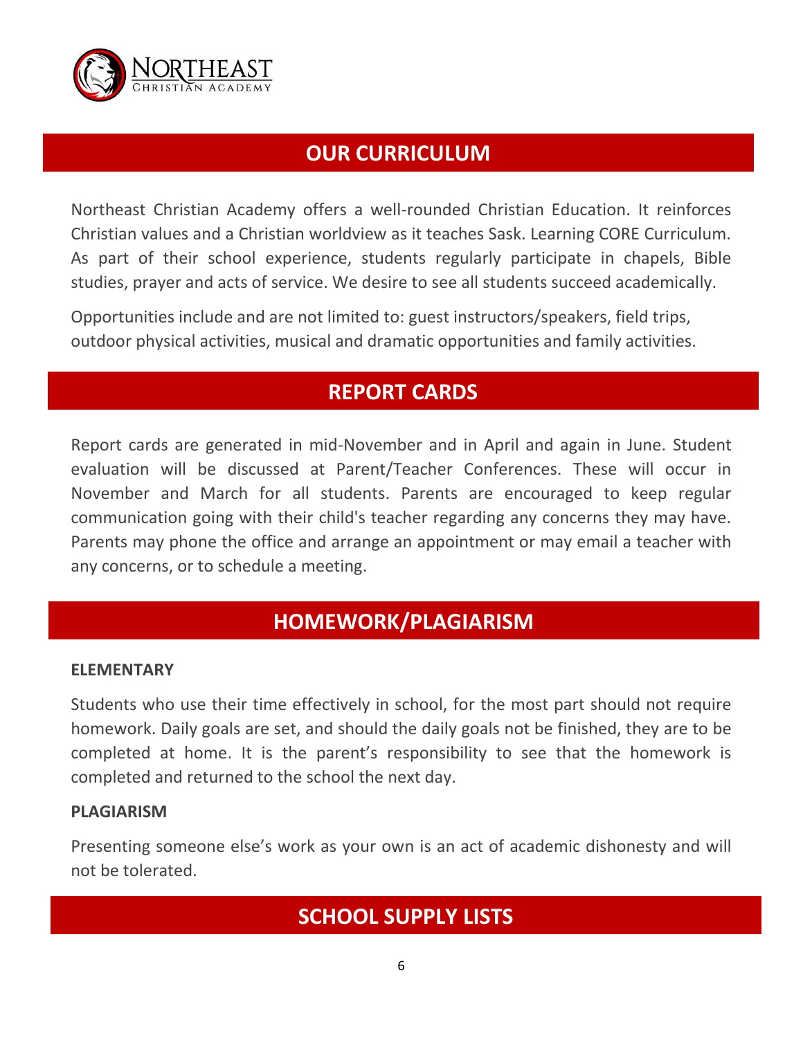## OUR CURRICULUM

Northeast Christian Academy offers a well-rounded Christian Education. It reinforces Christian values and a Christian worldview as it teaches Sask. Learning CORE Curriculum. As part of their school experience, students regularly participate in chapels, Bible studies, prayer and acts of service. We desire to see all students succeed academically.

Opportunities include and are not limited to: guest instructors/speakers, field trips, outdoor physical activities, musical and dramatic opportunities and family activities.

## REPORT CARDS

Report cards are generated in mid-November and in April and again in June. Student evaluation will be discussed at Parent/Teacher Conferences. These will occur in November and March for all students. Parents are encouraged to keep regular communication going with their child's teacher regarding any concerns they may have. Parents may phone the office and arrange an appointment or may email a teacher with any concerns, or to schedule a meeting.

## HOMEWORK/PLAGIARISM

**ELEMENTARY**

Students who use their time effectively in school, for the most part should not require homework. Daily goals are set, and should the daily goals not be finished, they are to be completed at home. It is the parent's responsibility to see that the homework is completed and returned to the school the next day.

**PLAGIARISM**

Presenting someone else's work as your own is an act of academic dishonesty and will not be tolerated.

## SCHOOL SUPPLY LISTS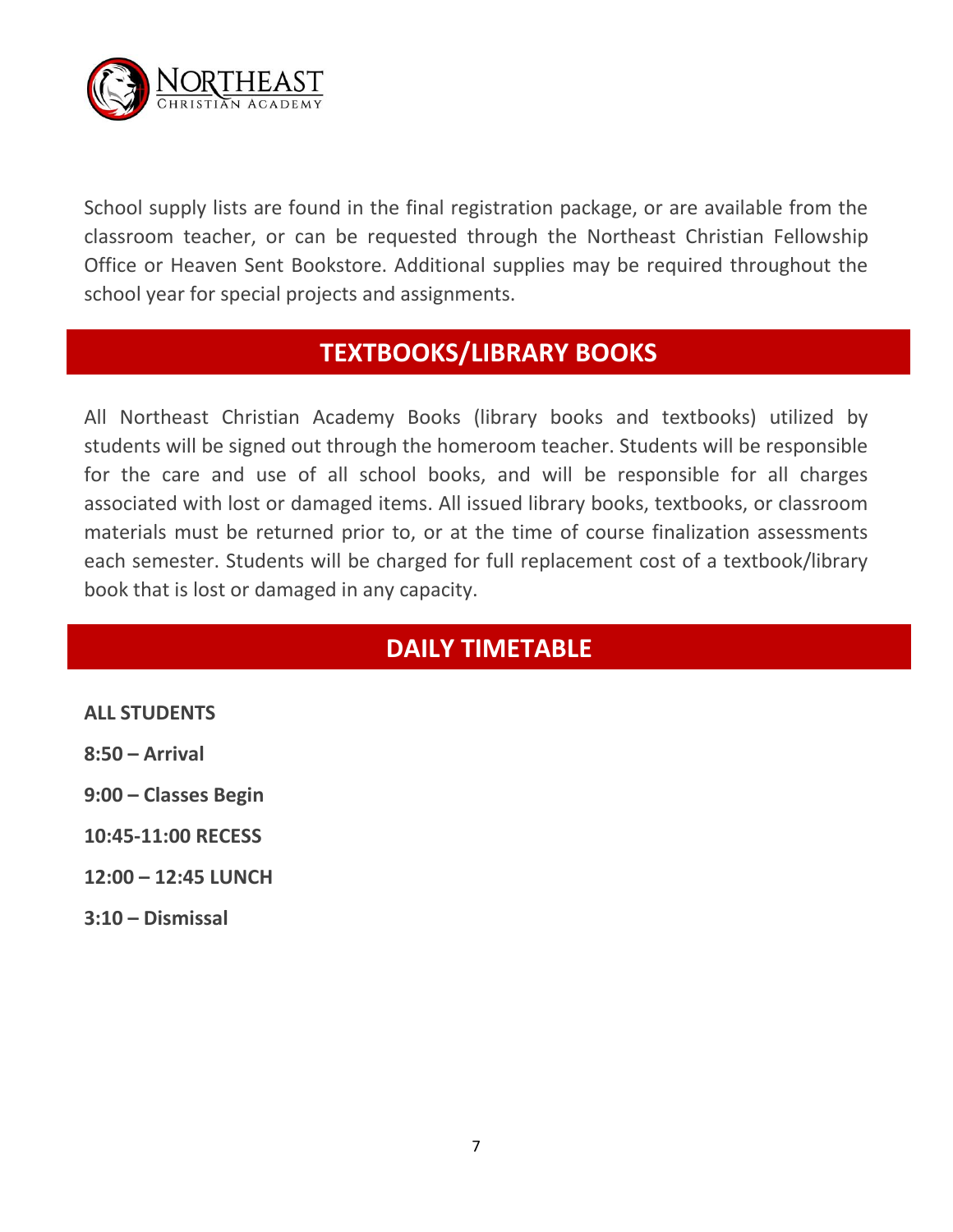School supply lists are found in the final registration package, or are available from the classroom teacher, or can be requested through the Northeast Christian Fellowship Office or Heaven Sent Bookstore. Additional supplies may be required throughout the school year for special projects and assignments.

## TEXTBOOKS/LIBRARY BOOKS

All Northeast Christian Academy Books (library books and textbooks) utilized by students will be signed out through the homeroom teacher. Students will be responsible for the care and use of all school books, and will be responsible for all charges associated with lost or damaged items. All issued library books, textbooks, or classroom materials must be returned prior to, or at the time of course finalization assessments each semester. Students will be charged for full replacement cost of a textbook/library book that is lost or damaged in any capacity.

## DAILY TIMETABLE

**ALL STUDENTS**

**8:50 – Arrival**

**9:00 – Classes Begin**

**10:45-11:00 RECESS**

**12:00 – 12:45 LUNCH**

**3:10 – Dismissal**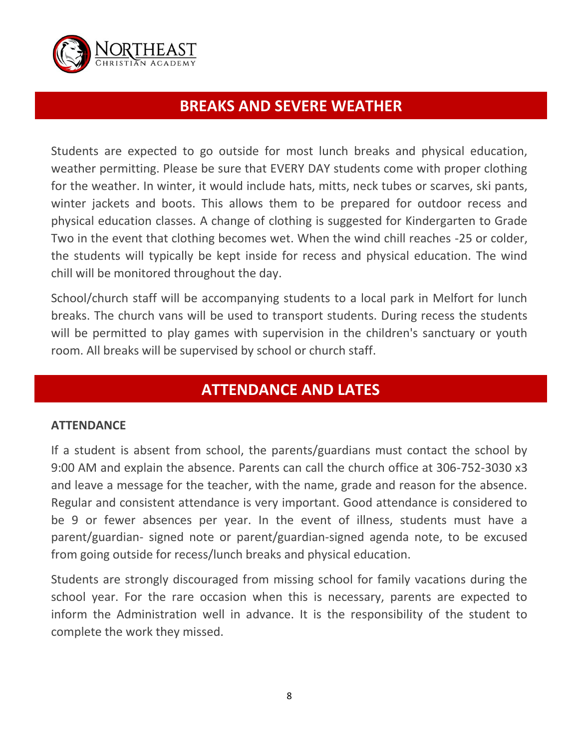## BREAKS AND SEVERE WEATHER

Students are expected to go outside for most lunch breaks and physical education, weather permitting. Please be sure that EVERY DAY students come with proper clothing for the weather. In winter, it would include hats, mitts, neck tubes or scarves, ski pants, winter jackets and boots. This allows them to be prepared for outdoor recess and physical education classes. A change of clothing is suggested for Kindergarten to Grade Two in the event that clothing becomes wet. When the wind chill reaches -25 or colder, the students will typically be kept inside for recess and physical education. The wind chill will be monitored throughout the day.

School/church staff will be accompanying students to a local park in Melfort for lunch breaks. The church vans will be used to transport students. During recess the students will be permitted to play games with supervision in the children's sanctuary or youth room. All breaks will be supervised by school or church staff.

## ATTENDANCE AND LATES

### ATTENDANCE

If a student is absent from school, the parents/guardians must contact the school by 9:00 AM and explain the absence. Parents can call the church office at 306-752-3030 x3 and leave a message for the teacher, with the name, grade and reason for the absence. Regular and consistent attendance is very important. Good attendance is considered to be 9 or fewer absences per year. In the event of illness, students must have a parent/guardian- signed note or parent/guardian-signed agenda note, to be excused from going outside for recess/lunch breaks and physical education.

Students are strongly discouraged from missing school for family vacations during the school year. For the rare occasion when this is necessary, parents are expected to inform the Administration well in advance. It is the responsibility of the student to complete the work they missed.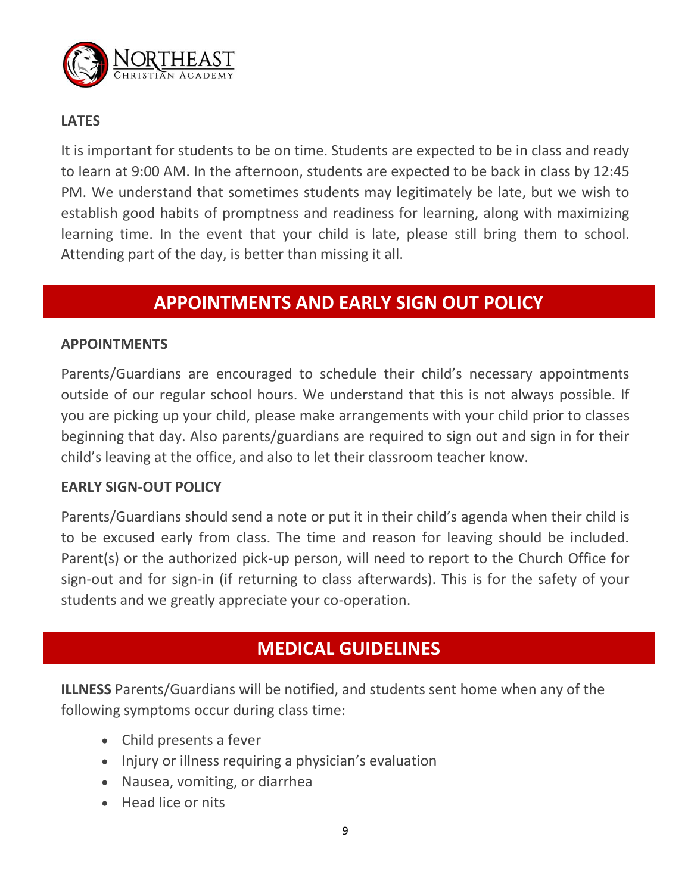### LATES

It is important for students to be on time. Students are expected to be in class and ready to learn at 9:00 AM. In the afternoon, students are expected to be back in class by 12:45 PM. We understand that sometimes students may legitimately be late, but we wish to establish good habits of promptness and readiness for learning, along with maximizing learning time. In the event that your child is late, please still bring them to school. Attending part of the day, is better than missing it all.

## APPOINTMENTS AND EARLY SIGN OUT POLICY

### APPOINTMENTS

Parents/Guardians are encouraged to schedule their child's necessary appointments outside of our regular school hours. We understand that this is not always possible. If you are picking up your child, please make arrangements with your child prior to classes beginning that day. Also parents/guardians are required to sign out and sign in for their child's leaving at the office, and also to let their classroom teacher know.

### EARLY SIGN-OUT POLICY

Parents/Guardians should send a note or put it in their child's agenda when their child is to be excused early from class. The time and reason for leaving should be included. Parent(s) or the authorized pick-up person, will need to report to the Church Office for sign-out and for sign-in (if returning to class afterwards). This is for the safety of your students and we greatly appreciate your co-operation.

## MEDICAL GUIDELINES

**ILLNESS** Parents/Guardians will be notified, and students sent home when any of the following symptoms occur during class time:

- Child presents a fever
- Injury or illness requiring a physician's evaluation
- Nausea, vomiting, or diarrhea
- Head lice or nits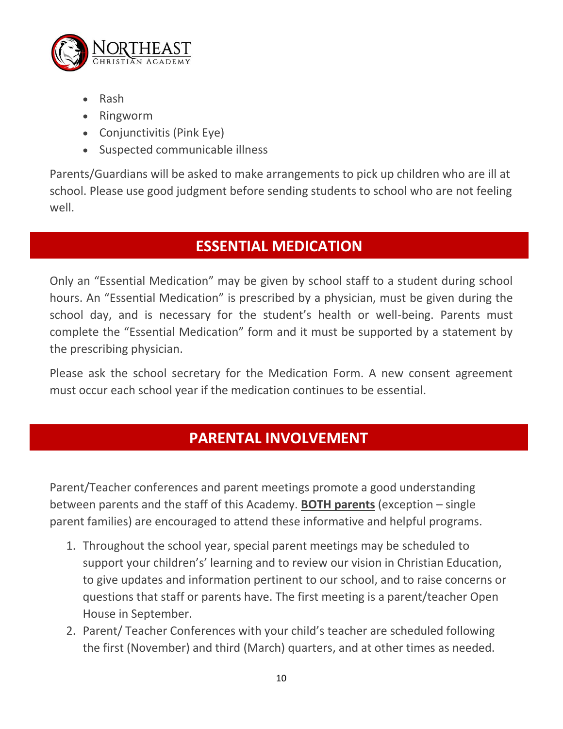- Rash
- Ringworm
- Conjunctivitis (Pink Eye)
- Suspected communicable illness

Parents/Guardians will be asked to make arrangements to pick up children who are ill at school. Please use good judgment before sending students to school who are not feeling well.

## ESSENTIAL MEDICATION

Only an “Essential Medication” may be given by school staff to a student during school hours. An “Essential Medication” is prescribed by a physician, must be given during the school day, and is necessary for the student’s health or well-being. Parents must complete the “Essential Medication” form and it must be supported by a statement by the prescribing physician.

Please ask the school secretary for the Medication Form. A new consent agreement must occur each school year if the medication continues to be essential.

## PARENTAL INVOLVEMENT

Parent/Teacher conferences and parent meetings promote a good understanding between parents and the staff of this Academy. **BOTH parents** (exception – single parent families) are encouraged to attend these informative and helpful programs.

1. Throughout the school year, special parent meetings may be scheduled to support your children’s’ learning and to review our vision in Christian Education, to give updates and information pertinent to our school, and to raise concerns or questions that staff or parents have. The first meeting is a parent/teacher Open House in September.
2. Parent/ Teacher Conferences with your child’s teacher are scheduled following the first (November) and third (March) quarters, and at other times as needed.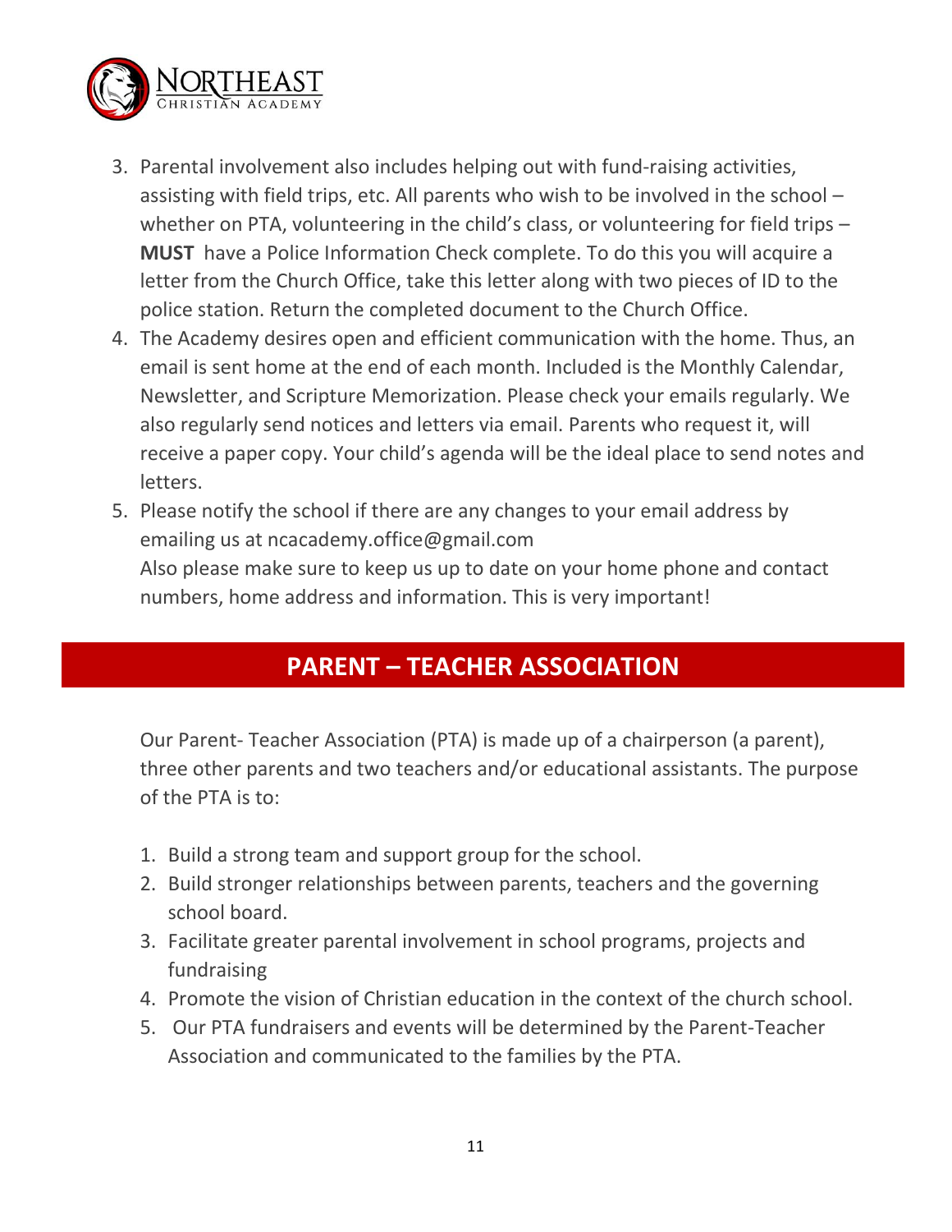3. Parental involvement also includes helping out with fund-raising activities, assisting with field trips, etc. All parents who wish to be involved in the school – whether on PTA, volunteering in the child's class, or volunteering for field trips – **MUST** have a Police Information Check complete. To do this you will acquire a letter from the Church Office, take this letter along with two pieces of ID to the police station. Return the completed document to the Church Office.
4. The Academy desires open and efficient communication with the home. Thus, an email is sent home at the end of each month. Included is the Monthly Calendar, Newsletter, and Scripture Memorization. Please check your emails regularly. We also regularly send notices and letters via email. Parents who request it, will receive a paper copy. Your child's agenda will be the ideal place to send notes and letters.
5. Please notify the school if there are any changes to your email address by emailing us at ncacademy.office@gmail.com
   Also please make sure to keep us up to date on your home phone and contact numbers, home address and information. This is very important!

## PARENT – TEACHER ASSOCIATION

Our Parent- Teacher Association (PTA) is made up of a chairperson (a parent), three other parents and two teachers and/or educational assistants. The purpose of the PTA is to:

1. Build a strong team and support group for the school.
2. Build stronger relationships between parents, teachers and the governing school board.
3. Facilitate greater parental involvement in school programs, projects and fundraising
4. Promote the vision of Christian education in the context of the church school.
5. Our PTA fundraisers and events will be determined by the Parent-Teacher Association and communicated to the families by the PTA.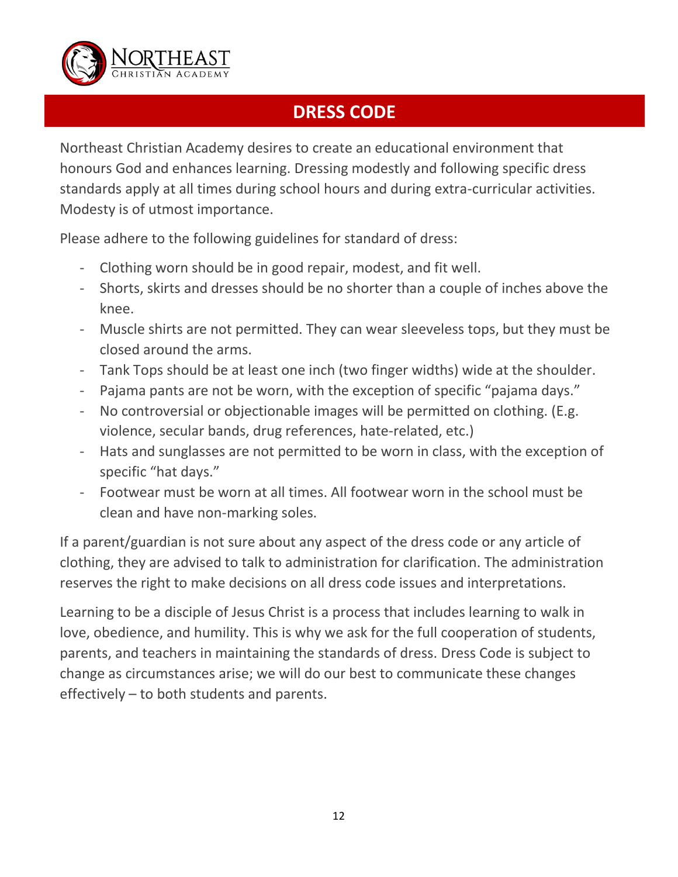## DRESS CODE

Northeast Christian Academy desires to create an educational environment that honours God and enhances learning. Dressing modestly and following specific dress standards apply at all times during school hours and during extra-curricular activities. Modesty is of utmost importance.

Please adhere to the following guidelines for standard of dress:

- Clothing worn should be in good repair, modest, and fit well.
- Shorts, skirts and dresses should be no shorter than a couple of inches above the knee.
- Muscle shirts are not permitted. They can wear sleeveless tops, but they must be closed around the arms.
- Tank Tops should be at least one inch (two finger widths) wide at the shoulder.
- Pajama pants are not be worn, with the exception of specific "pajama days."
- No controversial or objectionable images will be permitted on clothing. (E.g. violence, secular bands, drug references, hate-related, etc.)
- Hats and sunglasses are not permitted to be worn in class, with the exception of specific "hat days."
- Footwear must be worn at all times. All footwear worn in the school must be clean and have non-marking soles.

If a parent/guardian is not sure about any aspect of the dress code or any article of clothing, they are advised to talk to administration for clarification. The administration reserves the right to make decisions on all dress code issues and interpretations.

Learning to be a disciple of Jesus Christ is a process that includes learning to walk in love, obedience, and humility. This is why we ask for the full cooperation of students, parents, and teachers in maintaining the standards of dress. Dress Code is subject to change as circumstances arise; we will do our best to communicate these changes effectively – to both students and parents.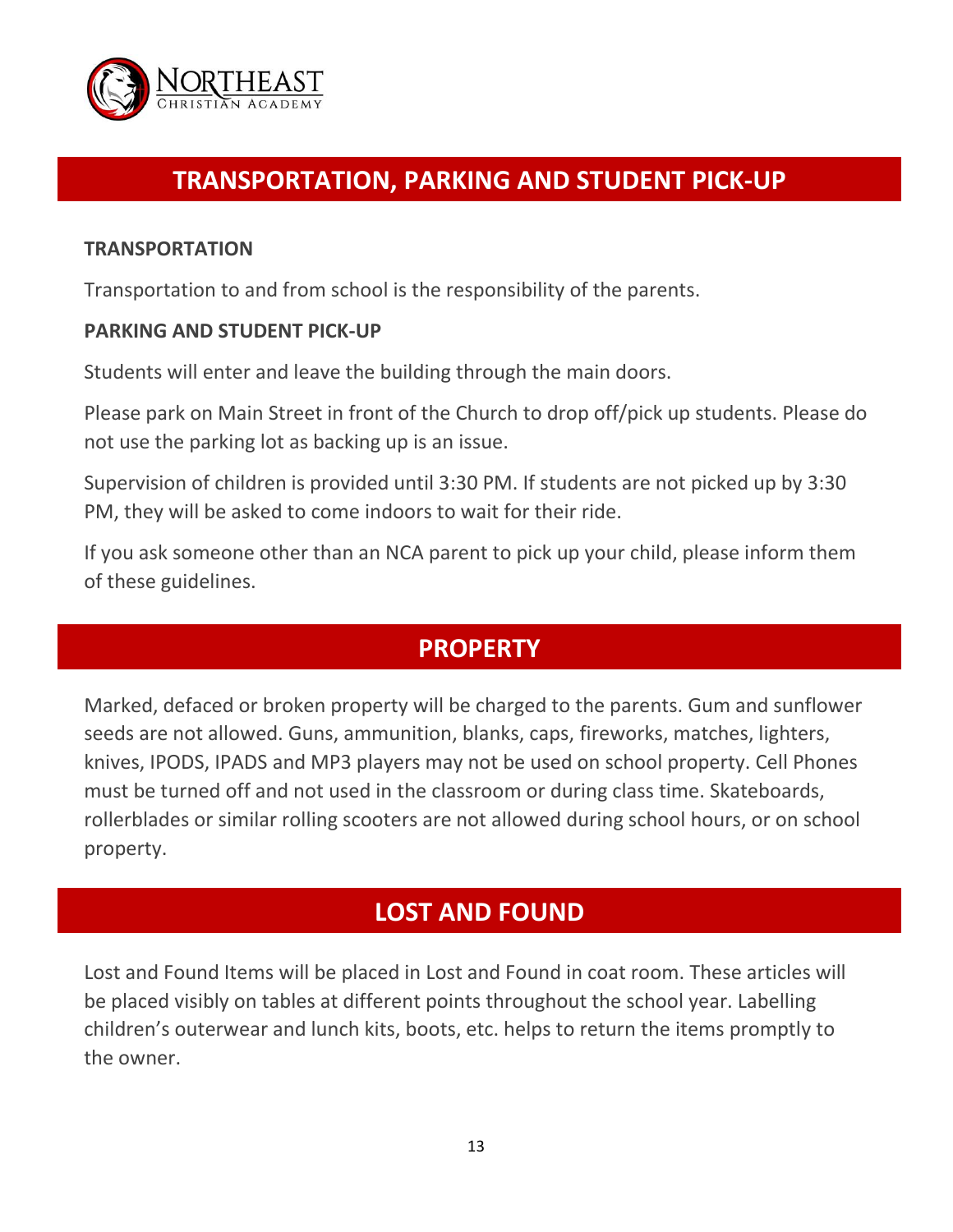## TRANSPORTATION, PARKING AND STUDENT PICK-UP

### TRANSPORTATION

Transportation to and from school is the responsibility of the parents.

### PARKING AND STUDENT PICK-UP

Students will enter and leave the building through the main doors.

Please park on Main Street in front of the Church to drop off/pick up students. Please do not use the parking lot as backing up is an issue.

Supervision of children is provided until 3:30 PM. If students are not picked up by 3:30 PM, they will be asked to come indoors to wait for their ride.

If you ask someone other than an NCA parent to pick up your child, please inform them of these guidelines.

## PROPERTY

Marked, defaced or broken property will be charged to the parents. Gum and sunflower seeds are not allowed. Guns, ammunition, blanks, caps, fireworks, matches, lighters, knives, IPODS, IPADS and MP3 players may not be used on school property. Cell Phones must be turned off and not used in the classroom or during class time. Skateboards, rollerblades or similar rolling scooters are not allowed during school hours, or on school property.

## LOST AND FOUND

Lost and Found Items will be placed in Lost and Found in coat room. These articles will be placed visibly on tables at different points throughout the school year. Labelling children's outerwear and lunch kits, boots, etc. helps to return the items promptly to the owner.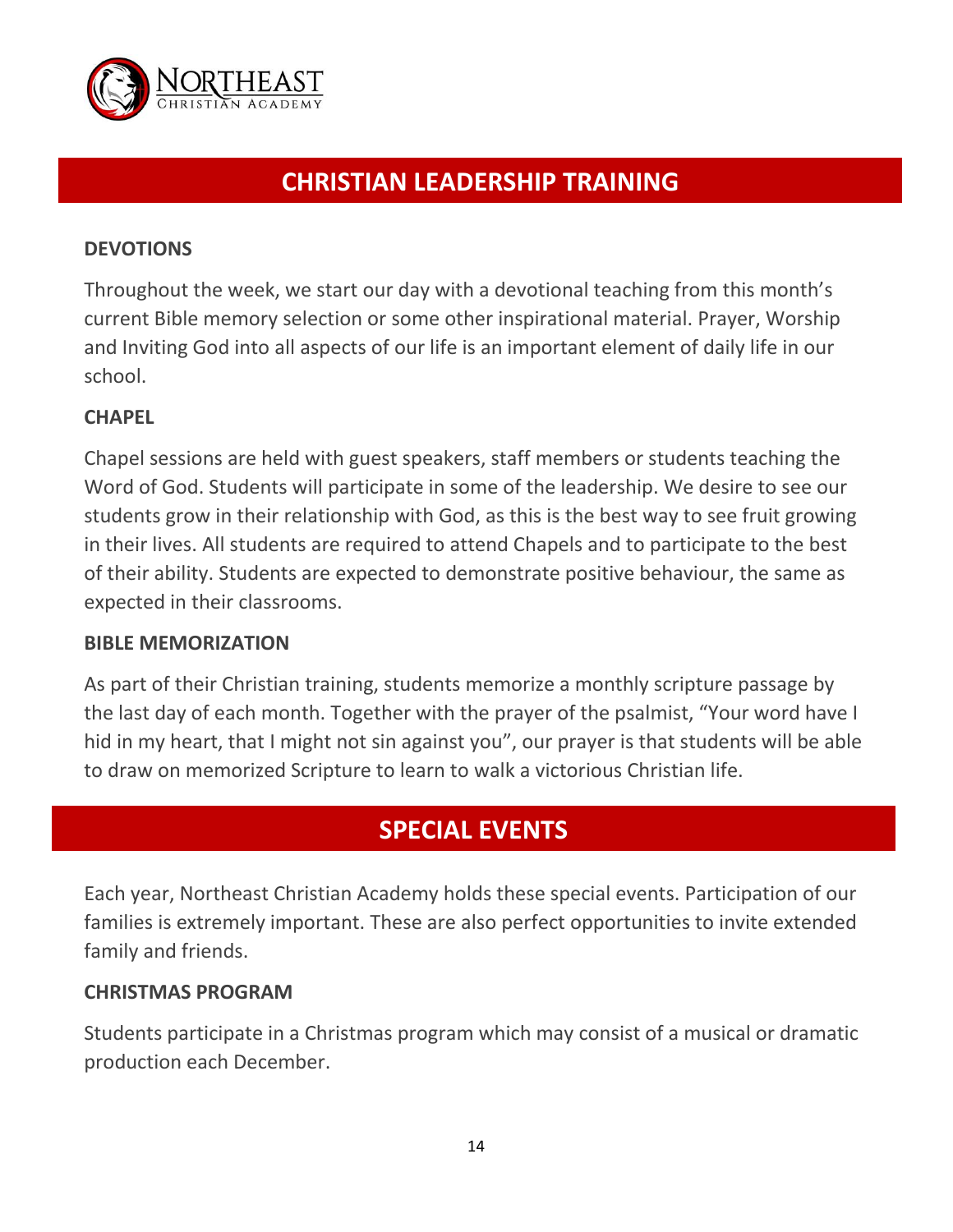## CHRISTIAN LEADERSHIP TRAINING

### DEVOTIONS

Throughout the week, we start our day with a devotional teaching from this month's current Bible memory selection or some other inspirational material. Prayer, Worship and Inviting God into all aspects of our life is an important element of daily life in our school.

### CHAPEL

Chapel sessions are held with guest speakers, staff members or students teaching the Word of God. Students will participate in some of the leadership. We desire to see our students grow in their relationship with God, as this is the best way to see fruit growing in their lives. All students are required to attend Chapels and to participate to the best of their ability. Students are expected to demonstrate positive behaviour, the same as expected in their classrooms.

### BIBLE MEMORIZATION

As part of their Christian training, students memorize a monthly scripture passage by the last day of each month. Together with the prayer of the psalmist, "Your word have I hid in my heart, that I might not sin against you", our prayer is that students will be able to draw on memorized Scripture to learn to walk a victorious Christian life.

## SPECIAL EVENTS

Each year, Northeast Christian Academy holds these special events. Participation of our families is extremely important. These are also perfect opportunities to invite extended family and friends.

### CHRISTMAS PROGRAM

Students participate in a Christmas program which may consist of a musical or dramatic production each December.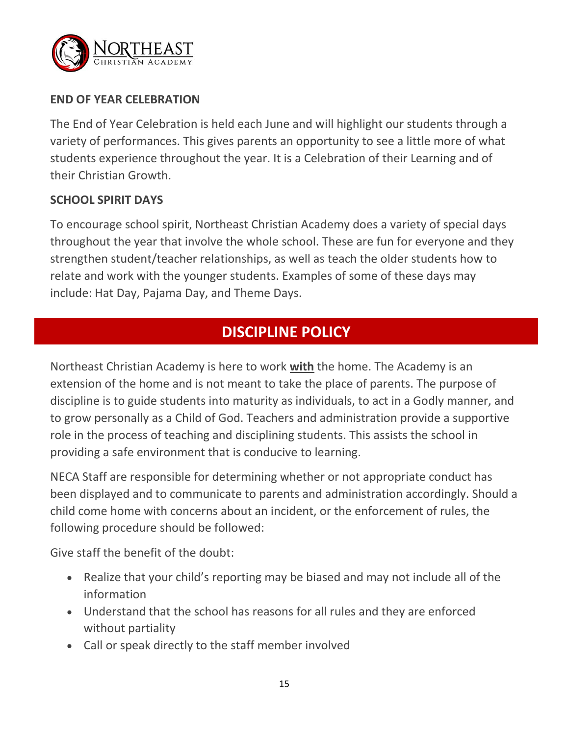### END OF YEAR CELEBRATION

The End of Year Celebration is held each June and will highlight our students through a variety of performances. This gives parents an opportunity to see a little more of what students experience throughout the year. It is a Celebration of their Learning and of their Christian Growth.

### SCHOOL SPIRIT DAYS

To encourage school spirit, Northeast Christian Academy does a variety of special days throughout the year that involve the whole school. These are fun for everyone and they strengthen student/teacher relationships, as well as teach the older students how to relate and work with the younger students. Examples of some of these days may include: Hat Day, Pajama Day, and Theme Days.

## DISCIPLINE POLICY

Northeast Christian Academy is here to work **with** the home. The Academy is an extension of the home and is not meant to take the place of parents. The purpose of discipline is to guide students into maturity as individuals, to act in a Godly manner, and to grow personally as a Child of God. Teachers and administration provide a supportive role in the process of teaching and disciplining students. This assists the school in providing a safe environment that is conducive to learning.

NECA Staff are responsible for determining whether or not appropriate conduct has been displayed and to communicate to parents and administration accordingly. Should a child come home with concerns about an incident, or the enforcement of rules, the following procedure should be followed:

Give staff the benefit of the doubt:

- Realize that your child's reporting may be biased and may not include all of the information
- Understand that the school has reasons for all rules and they are enforced without partiality
- Call or speak directly to the staff member involved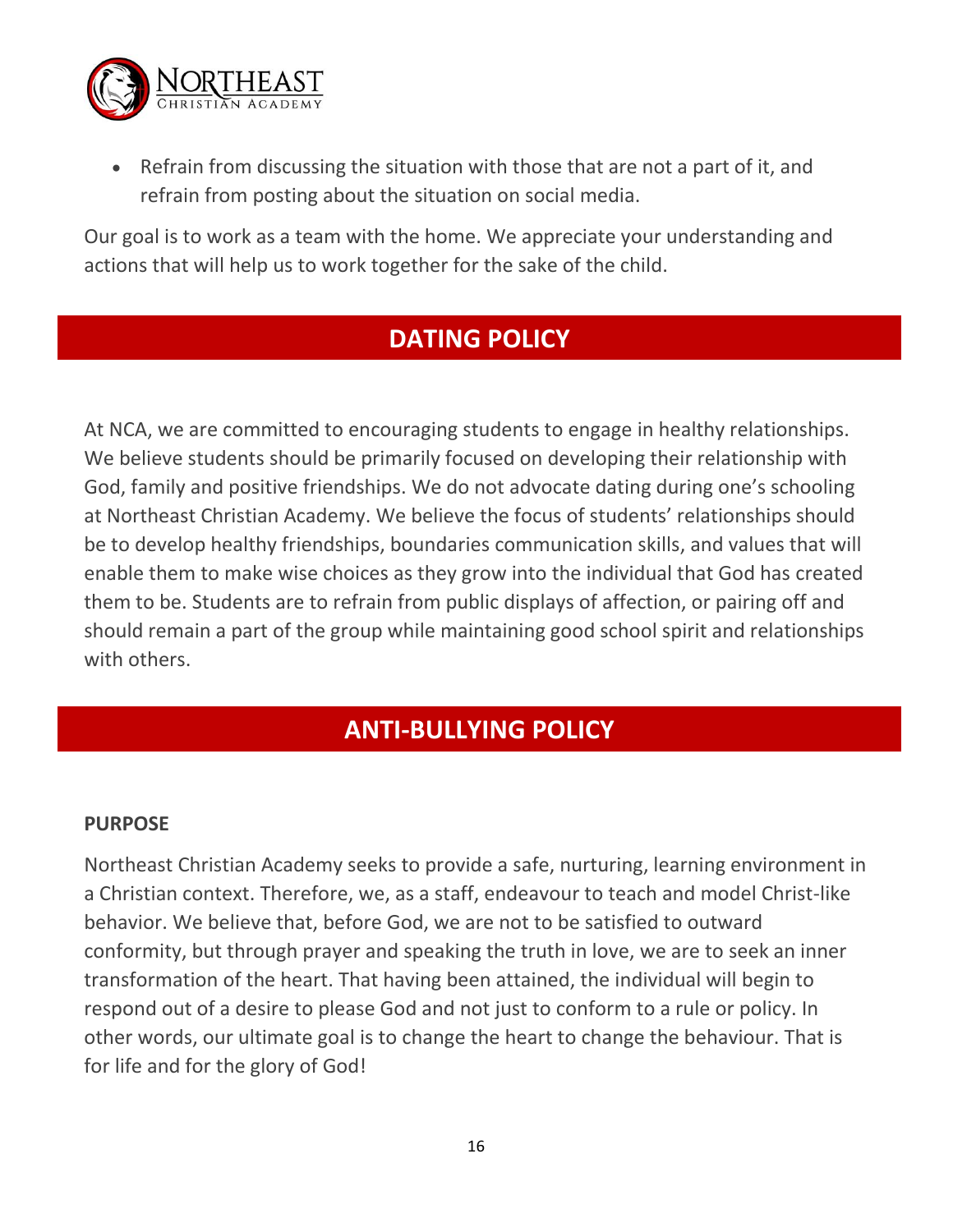- Refrain from discussing the situation with those that are not a part of it, and refrain from posting about the situation on social media.

Our goal is to work as a team with the home. We appreciate your understanding and actions that will help us to work together for the sake of the child.

## DATING POLICY

At NCA, we are committed to encouraging students to engage in healthy relationships. We believe students should be primarily focused on developing their relationship with God, family and positive friendships. We do not advocate dating during one's schooling at Northeast Christian Academy. We believe the focus of students' relationships should be to develop healthy friendships, boundaries communication skills, and values that will enable them to make wise choices as they grow into the individual that God has created them to be. Students are to refrain from public displays of affection, or pairing off and should remain a part of the group while maintaining good school spirit and relationships with others.

## ANTI-BULLYING POLICY

### PURPOSE

Northeast Christian Academy seeks to provide a safe, nurturing, learning environment in a Christian context. Therefore, we, as a staff, endeavour to teach and model Christ-like behavior. We believe that, before God, we are not to be satisfied to outward conformity, but through prayer and speaking the truth in love, we are to seek an inner transformation of the heart. That having been attained, the individual will begin to respond out of a desire to please God and not just to conform to a rule or policy. In other words, our ultimate goal is to change the heart to change the behaviour. That is for life and for the glory of God!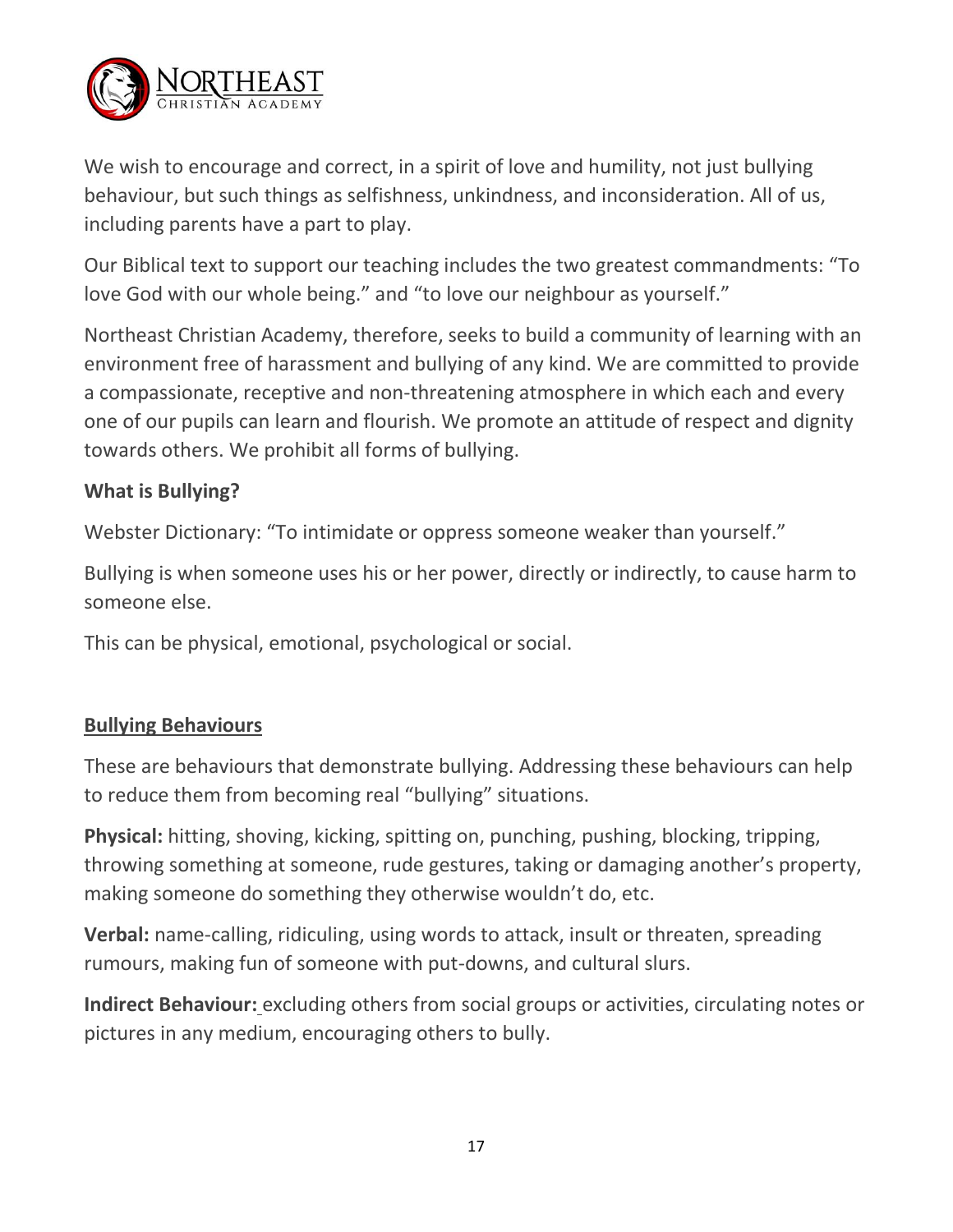We wish to encourage and correct, in a spirit of love and humility, not just bullying behaviour, but such things as selfishness, unkindness, and inconsideration. All of us, including parents have a part to play.

Our Biblical text to support our teaching includes the two greatest commandments: "To love God with our whole being." and "to love our neighbour as yourself."

Northeast Christian Academy, therefore, seeks to build a community of learning with an environment free of harassment and bullying of any kind. We are committed to provide a compassionate, receptive and non-threatening atmosphere in which each and every one of our pupils can learn and flourish. We promote an attitude of respect and dignity towards others. We prohibit all forms of bullying.

**What is Bullying?**

Webster Dictionary: "To intimidate or oppress someone weaker than yourself."

Bullying is when someone uses his or her power, directly or indirectly, to cause harm to someone else.

This can be physical, emotional, psychological or social.

**Bullying Behaviours**

These are behaviours that demonstrate bullying. Addressing these behaviours can help to reduce them from becoming real "bullying" situations.

**Physical:** hitting, shoving, kicking, spitting on, punching, pushing, blocking, tripping, throwing something at someone, rude gestures, taking or damaging another's property, making someone do something they otherwise wouldn't do, etc.

**Verbal:** name-calling, ridiculing, using words to attack, insult or threaten, spreading rumours, making fun of someone with put-downs, and cultural slurs.

**Indirect Behaviour:** excluding others from social groups or activities, circulating notes or pictures in any medium, encouraging others to bully.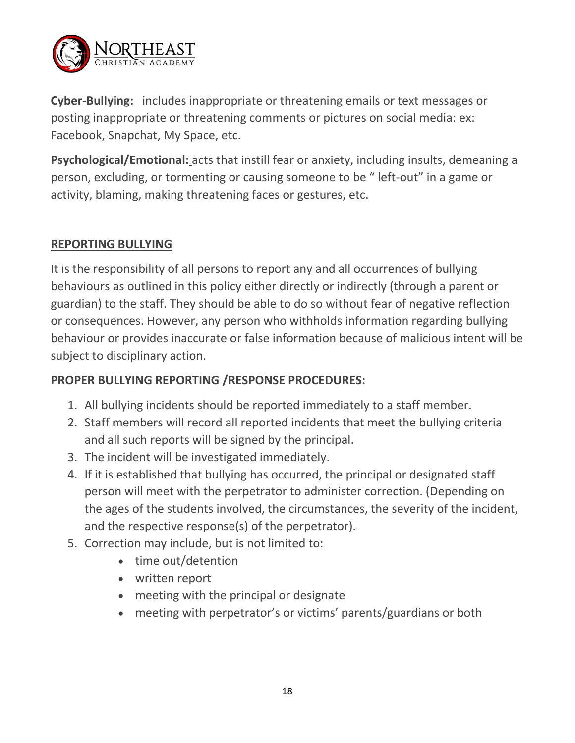**Cyber-Bullying:** includes inappropriate or threatening emails or text messages or posting inappropriate or threatening comments or pictures on social media: ex: Facebook, Snapchat, My Space, etc.

**Psychological/Emotional:** acts that instill fear or anxiety, including insults, demeaning a person, excluding, or tormenting or causing someone to be " left-out" in a game or activity, blaming, making threatening faces or gestures, etc.

## REPORTING BULLYING

It is the responsibility of all persons to report any and all occurrences of bullying behaviours as outlined in this policy either directly or indirectly (through a parent or guardian) to the staff. They should be able to do so without fear of negative reflection or consequences. However, any person who withholds information regarding bullying behaviour or provides inaccurate or false information because of malicious intent will be subject to disciplinary action.

### PROPER BULLYING REPORTING /RESPONSE PROCEDURES:

1. All bullying incidents should be reported immediately to a staff member.
2. Staff members will record all reported incidents that meet the bullying criteria and all such reports will be signed by the principal.
3. The incident will be investigated immediately.
4. If it is established that bullying has occurred, the principal or designated staff person will meet with the perpetrator to administer correction. (Depending on the ages of the students involved, the circumstances, the severity of the incident, and the respective response(s) of the perpetrator).
5. Correction may include, but is not limited to:
   - time out/detention
   - written report
   - meeting with the principal or designate
   - meeting with perpetrator's or victims' parents/guardians or both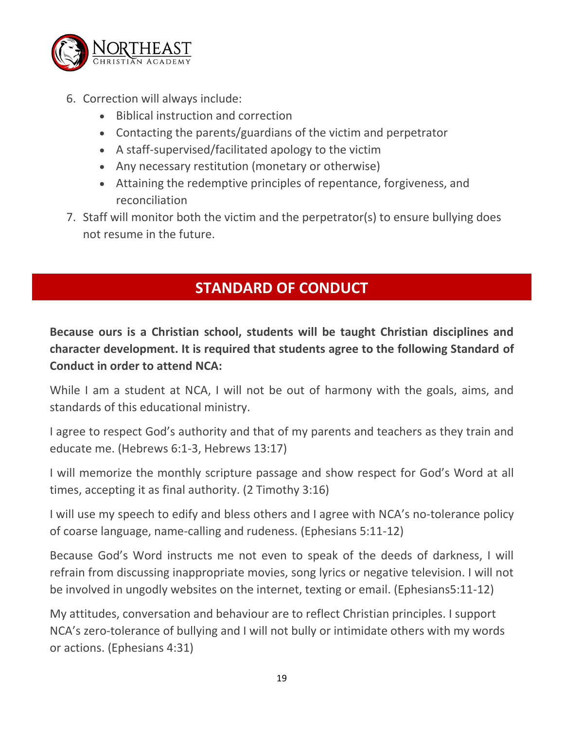6. Correction will always include:
    - Biblical instruction and correction
    - Contacting the parents/guardians of the victim and perpetrator
    - A staff-supervised/facilitated apology to the victim
    - Any necessary restitution (monetary or otherwise)
    - Attaining the redemptive principles of repentance, forgiveness, and reconciliation
7. Staff will monitor both the victim and the perpetrator(s) to ensure bullying does not resume in the future.

## STANDARD OF CONDUCT

**Because ours is a Christian school, students will be taught Christian disciplines and character development. It is required that students agree to the following Standard of Conduct in order to attend NCA:**

While I am a student at NCA, I will not be out of harmony with the goals, aims, and standards of this educational ministry.

I agree to respect God's authority and that of my parents and teachers as they train and educate me. (Hebrews 6:1-3, Hebrews 13:17)

I will memorize the monthly scripture passage and show respect for God's Word at all times, accepting it as final authority. (2 Timothy 3:16)

I will use my speech to edify and bless others and I agree with NCA's no-tolerance policy of coarse language, name-calling and rudeness. (Ephesians 5:11-12)

Because God's Word instructs me not even to speak of the deeds of darkness, I will refrain from discussing inappropriate movies, song lyrics or negative television. I will not be involved in ungodly websites on the internet, texting or email. (Ephesians5:11-12)

My attitudes, conversation and behaviour are to reflect Christian principles. I support NCA's zero-tolerance of bullying and I will not bully or intimidate others with my words or actions. (Ephesians 4:31)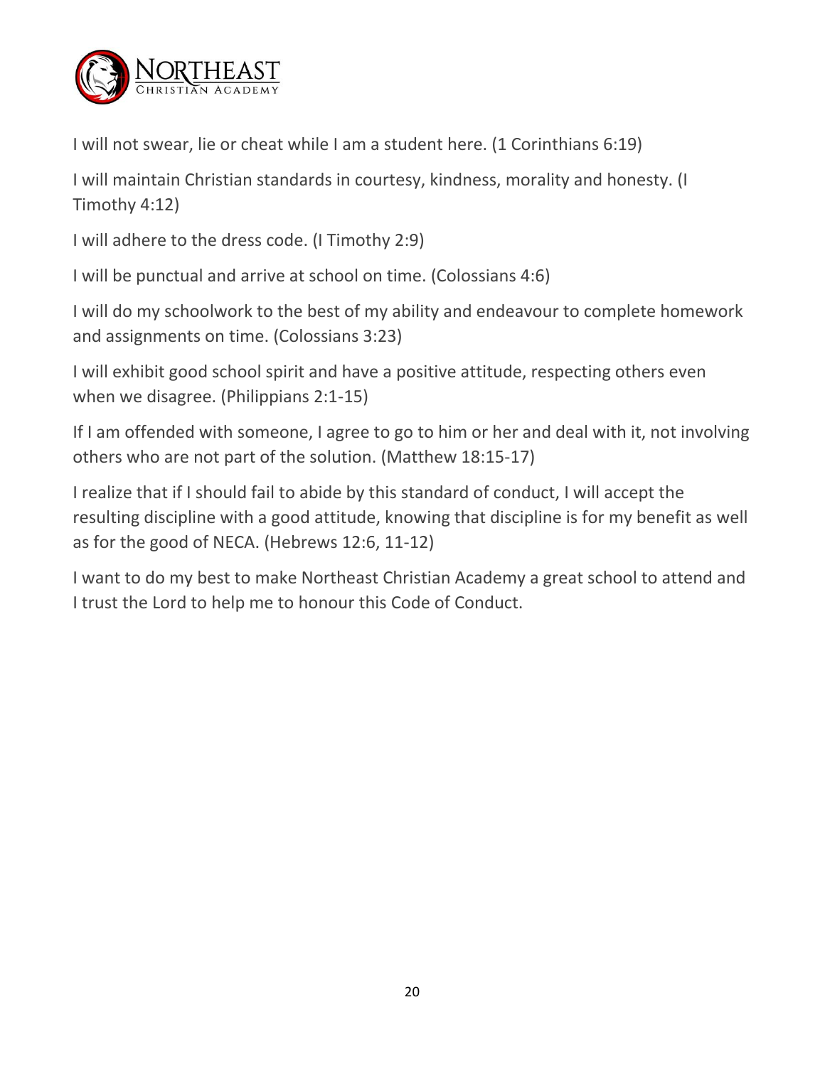I will not swear, lie or cheat while I am a student here. (1 Corinthians 6:19)

I will maintain Christian standards in courtesy, kindness, morality and honesty. (I Timothy 4:12)

I will adhere to the dress code. (I Timothy 2:9)

I will be punctual and arrive at school on time. (Colossians 4:6)

I will do my schoolwork to the best of my ability and endeavour to complete homework and assignments on time. (Colossians 3:23)

I will exhibit good school spirit and have a positive attitude, respecting others even when we disagree. (Philippians 2:1-15)

If I am offended with someone, I agree to go to him or her and deal with it, not involving others who are not part of the solution. (Matthew 18:15-17)

I realize that if I should fail to abide by this standard of conduct, I will accept the resulting discipline with a good attitude, knowing that discipline is for my benefit as well as for the good of NECA. (Hebrews 12:6, 11-12)

I want to do my best to make Northeast Christian Academy a great school to attend and I trust the Lord to help me to honour this Code of Conduct.